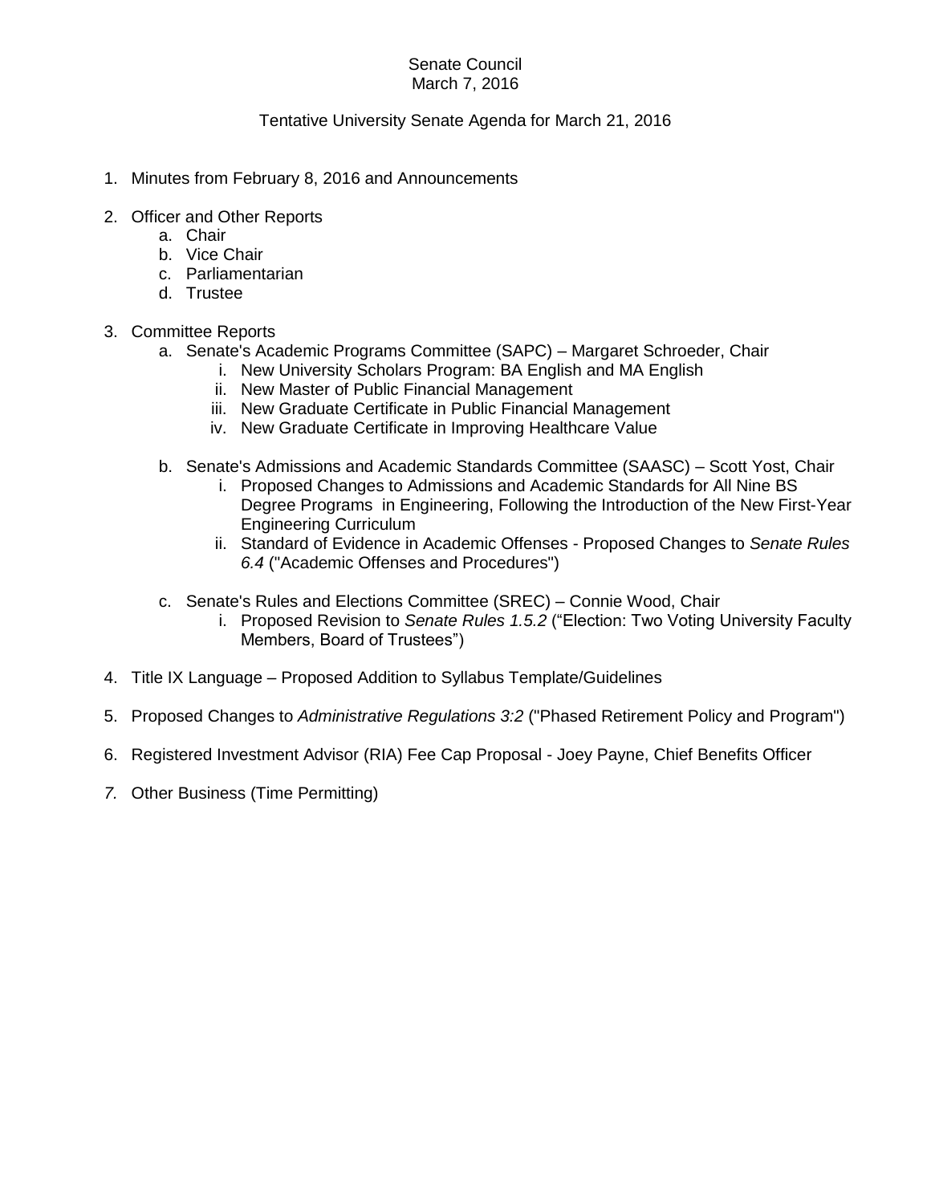Senate Council
March 7, 2016

Tentative University Senate Agenda for March 21, 2016

1. Minutes from February 8, 2016 and Announcements

2. Officer and Other Reports
   a. Chair
   b. Vice Chair
   c. Parliamentarian
   d. Trustee

3. Committee Reports
   a. Senate's Academic Programs Committee (SAPC) – Margaret Schroeder, Chair
      i. New University Scholars Program: BA English and MA English
      ii. New Master of Public Financial Management
      iii. New Graduate Certificate in Public Financial Management
      iv. New Graduate Certificate in Improving Healthcare Value

   b. Senate's Admissions and Academic Standards Committee (SAASC) – Scott Yost, Chair
      i. Proposed Changes to Admissions and Academic Standards for All Nine BS Degree Programs in Engineering, Following the Introduction of the New First-Year Engineering Curriculum
      ii. Standard of Evidence in Academic Offenses - Proposed Changes to *Senate Rules 6.4* ("Academic Offenses and Procedures")

   c. Senate's Rules and Elections Committee (SREC) – Connie Wood, Chair
      i. Proposed Revision to *Senate Rules 1.5.2* ("Election: Two Voting University Faculty Members, Board of Trustees")

4. Title IX Language – Proposed Addition to Syllabus Template/Guidelines

5. Proposed Changes to *Administrative Regulations 3:2* ("Phased Retirement Policy and Program")

6. Registered Investment Advisor (RIA) Fee Cap Proposal - Joey Payne, Chief Benefits Officer

7. Other Business (Time Permitting)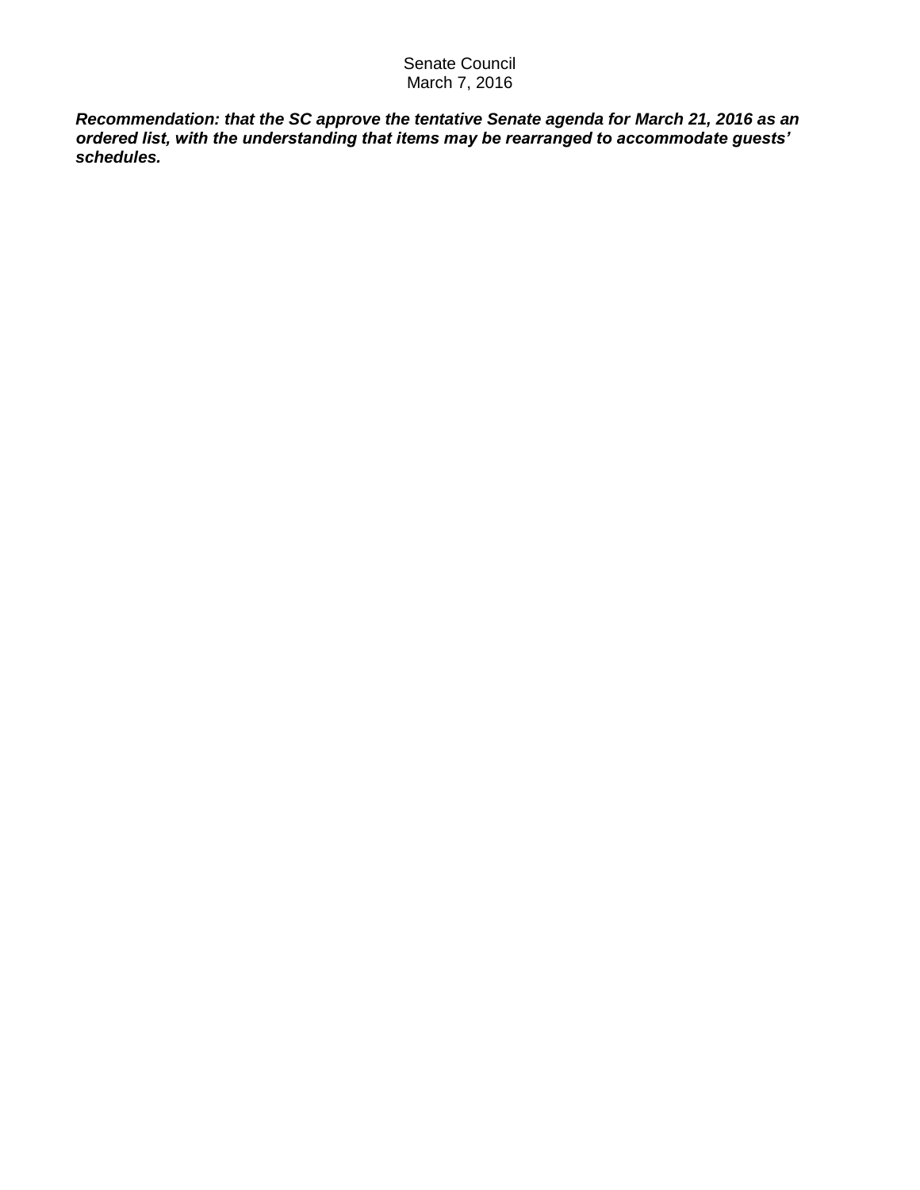Senate Council
March 7, 2016

***Recommendation: that the SC approve the tentative Senate agenda for March 21, 2016 as an ordered list, with the understanding that items may be rearranged to accommodate guests' schedules.***